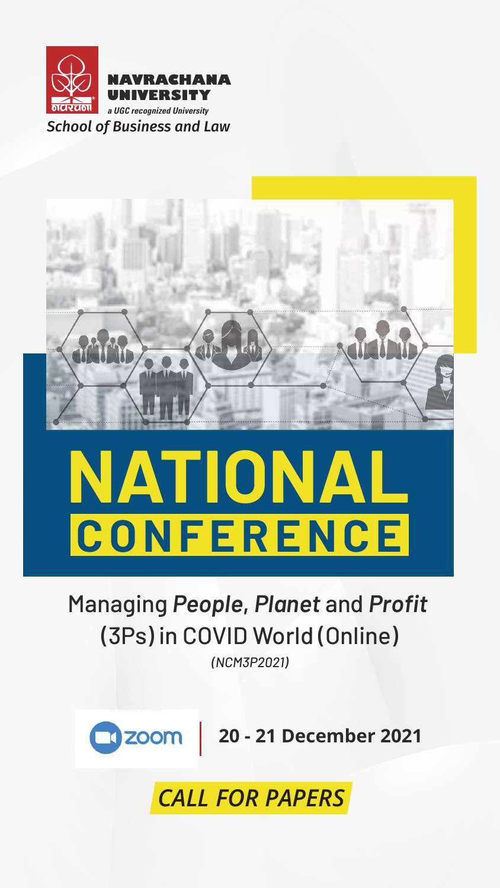NAVRACHANA UNIVERSITY

*a UGC recognized University*

*School of Business and Law*

# NATIONAL CONFERENCE

## Managing *People*, *Planet* and *Profit* (3Ps) in COVID World (Online)

*(NCM3P2021)*

zoom | **20 - 21 December 2021**

*CALL FOR PAPERS*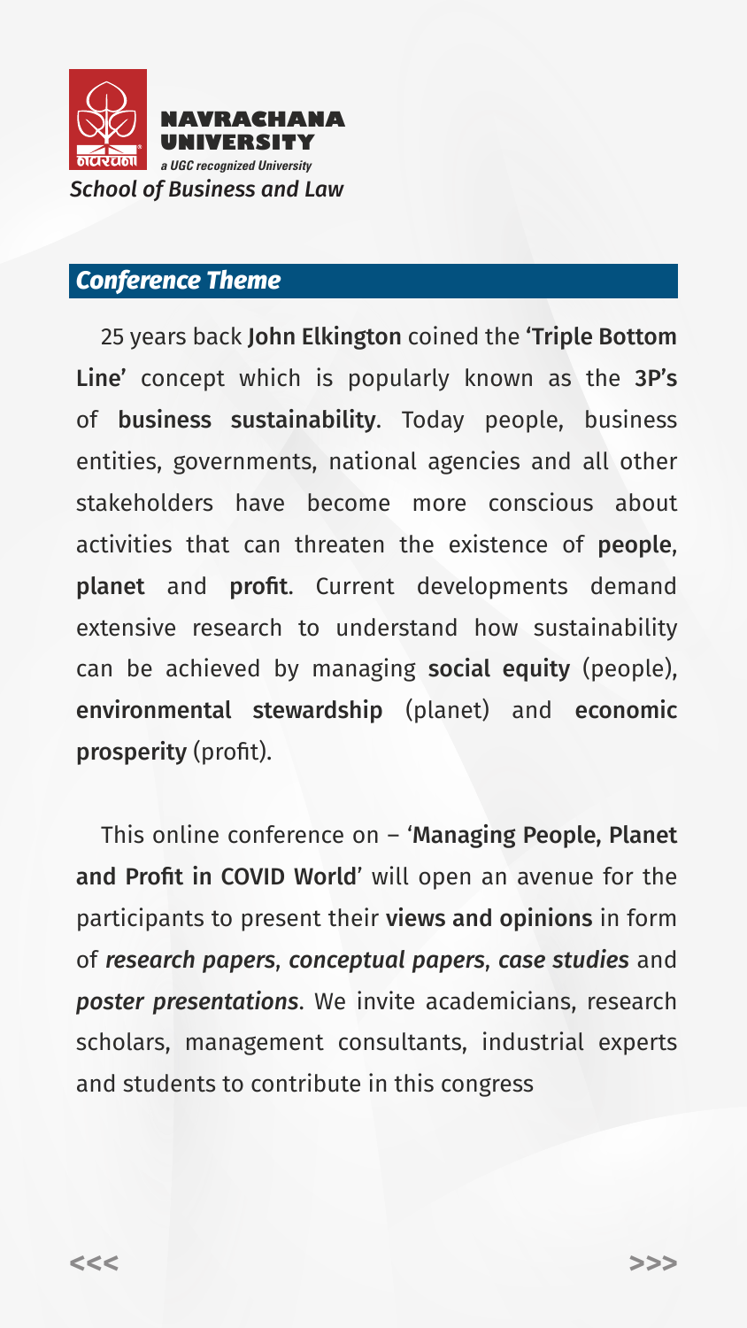NAVRACHANA UNIVERSITY

*a UGC recognized University*

*School of Business and Law*

## *Conference Theme*

25 years back **John Elkington** coined the **'Triple Bottom Line'** concept which is popularly known as the **3P's** of **business sustainability**. Today people, business entities, governments, national agencies and all other stakeholders have become more conscious about activities that can threaten the existence of **people**, **planet** and **profit**. Current developments demand extensive research to understand how sustainability can be achieved by managing **social equity** (people), **environmental stewardship** (planet) and **economic prosperity** (profit).

This online conference on – '**Managing People, Planet and Profit in COVID World**' will open an avenue for the participants to present their **views and opinions** in form of ***research papers***, ***conceptual papers***, ***case studies*** and ***poster presentations***. We invite academicians, research scholars, management consultants, industrial experts and students to contribute in this congress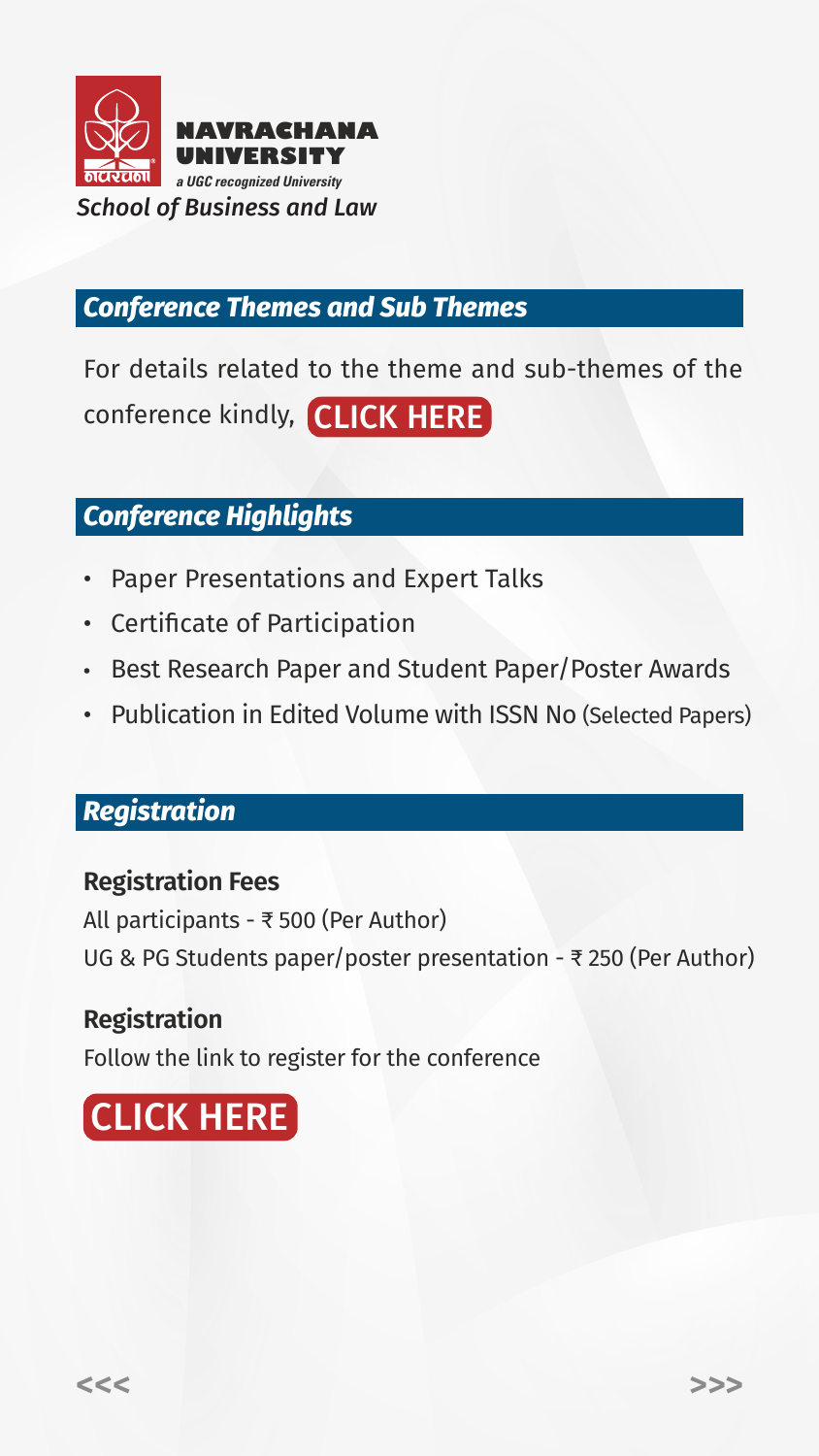NAVRACHANA UNIVERSITY

a UGC recognized University

*School of Business and Law*

## *Conference Themes and Sub Themes*

For details related to the theme and sub-themes of the conference kindly, CLICK HERE

## *Conference Highlights*

- Paper Presentations and Expert Talks
- Certificate of Participation
- Best Research Paper and Student Paper/Poster Awards
- Publication in Edited Volume with ISSN No (Selected Papers)

## *Registration*

**Registration Fees**

All participants - ₹ 500 (Per Author)

UG & PG Students paper/poster presentation - ₹ 250 (Per Author)

**Registration**

Follow the link to register for the conference

CLICK HERE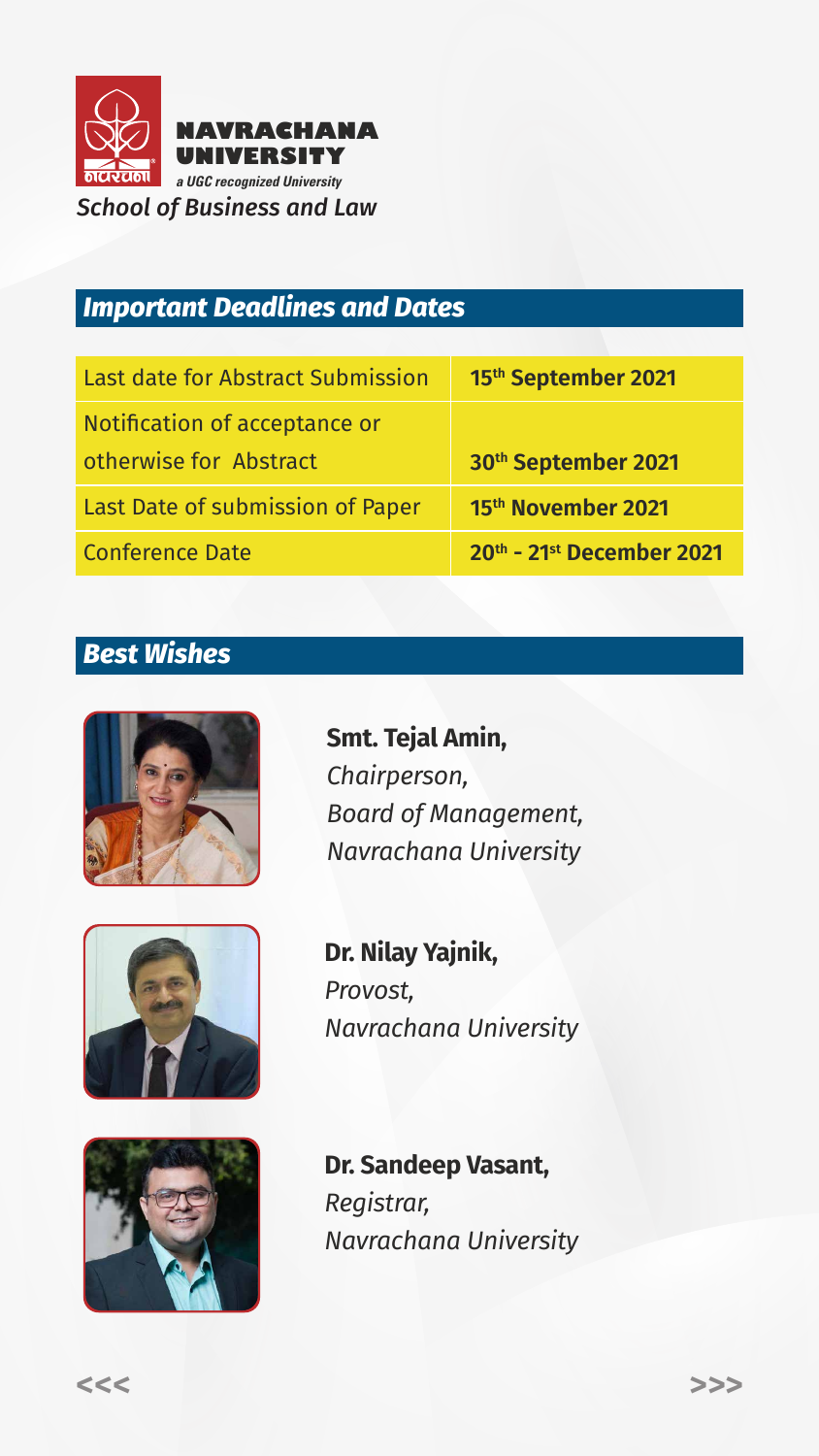**NAVRACHANA UNIVERSITY**

*a UGC recognized University*

*School of Business and Law*

## *Important Deadlines and Dates*

| | |
|---|---|
| Last date for Abstract Submission | **15th September 2021** |
| Notification of acceptance or otherwise for Abstract | **30th September 2021** |
| Last Date of submission of Paper | **15th November 2021** |
| Conference Date | **20th - 21st December 2021** |

## *Best Wishes*

**Smt. Tejal Amin,**
*Chairperson,*
*Board of Management,*
*Navrachana University*

**Dr. Nilay Yajnik,**
*Provost,*
*Navrachana University*

**Dr. Sandeep Vasant,**
*Registrar,*
*Navrachana University*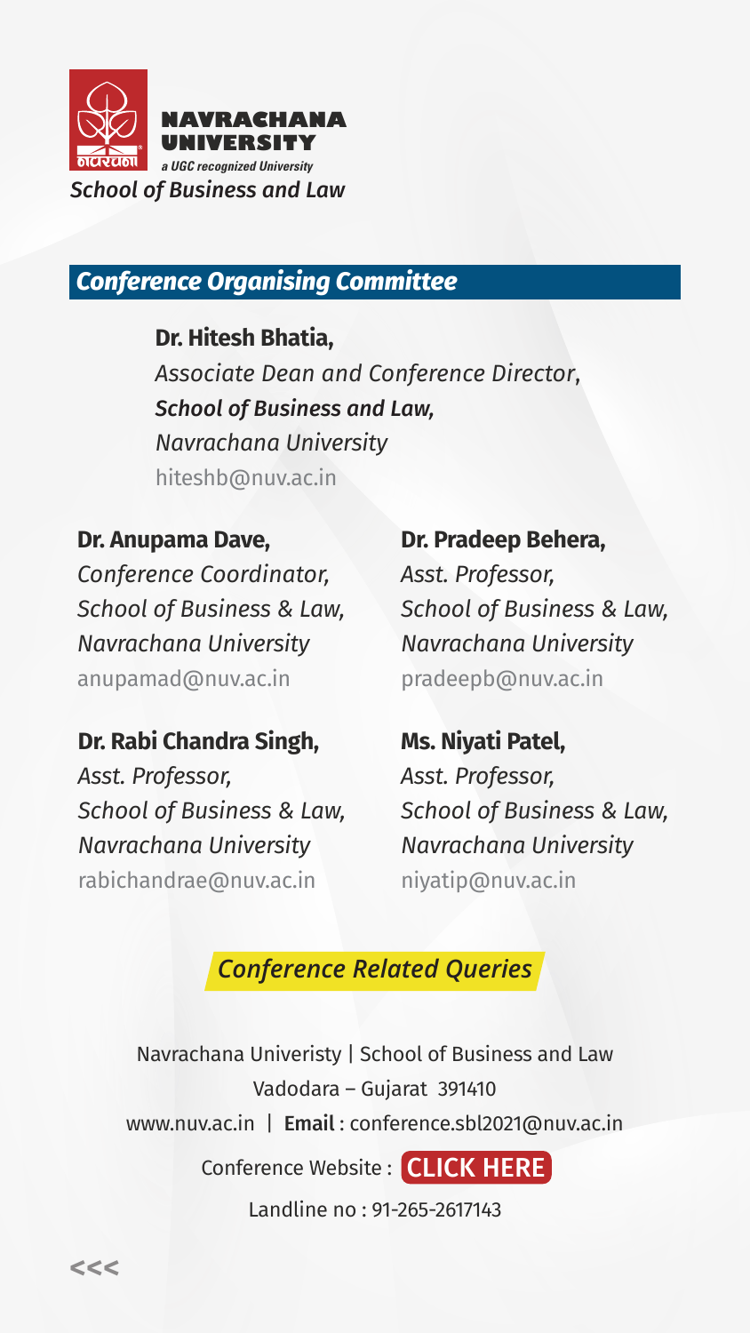**NAVRACHANA UNIVERSITY**

*a UGC recognized University*

*School of Business and Law*

## *Conference Organising Committee*

**Dr. Hitesh Bhatia,**
*Associate Dean and Conference Director,*
***School of Business and Law,***
*Navrachana University*
hiteshb@nuv.ac.in

**Dr. Anupama Dave,**
*Conference Coordinator,*
*School of Business & Law,*
*Navrachana University*
anupamad@nuv.ac.in

**Dr. Pradeep Behera,**
*Asst. Professor,*
*School of Business & Law,*
*Navrachana University*
pradeepb@nuv.ac.in

**Dr. Rabi Chandra Singh,**
*Asst. Professor,*
*School of Business & Law,*
*Navrachana University*
rabichandrae@nuv.ac.in

**Ms. Niyati Patel,**
*Asst. Professor,*
*School of Business & Law,*
*Navrachana University*
niyatip@nuv.ac.in

## *Conference Related Queries*

Navrachana Univeristy | School of Business and Law
Vadodara – Gujarat 391410
www.nuv.ac.in | **Email** : conference.sbl2021@nuv.ac.in
Conference Website : CLICK HERE
Landline no : 91-265-2617143

<<<